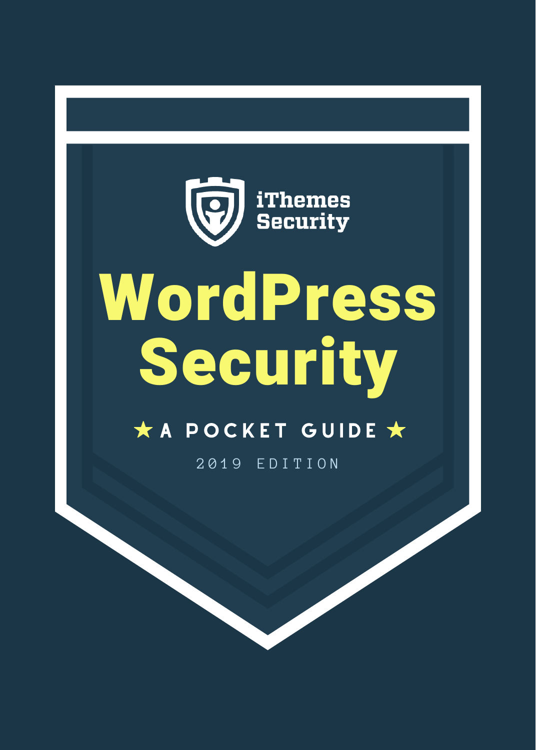iThemes Security

# WordPress Security

★ A POCKET GUIDE ★

2019 EDITION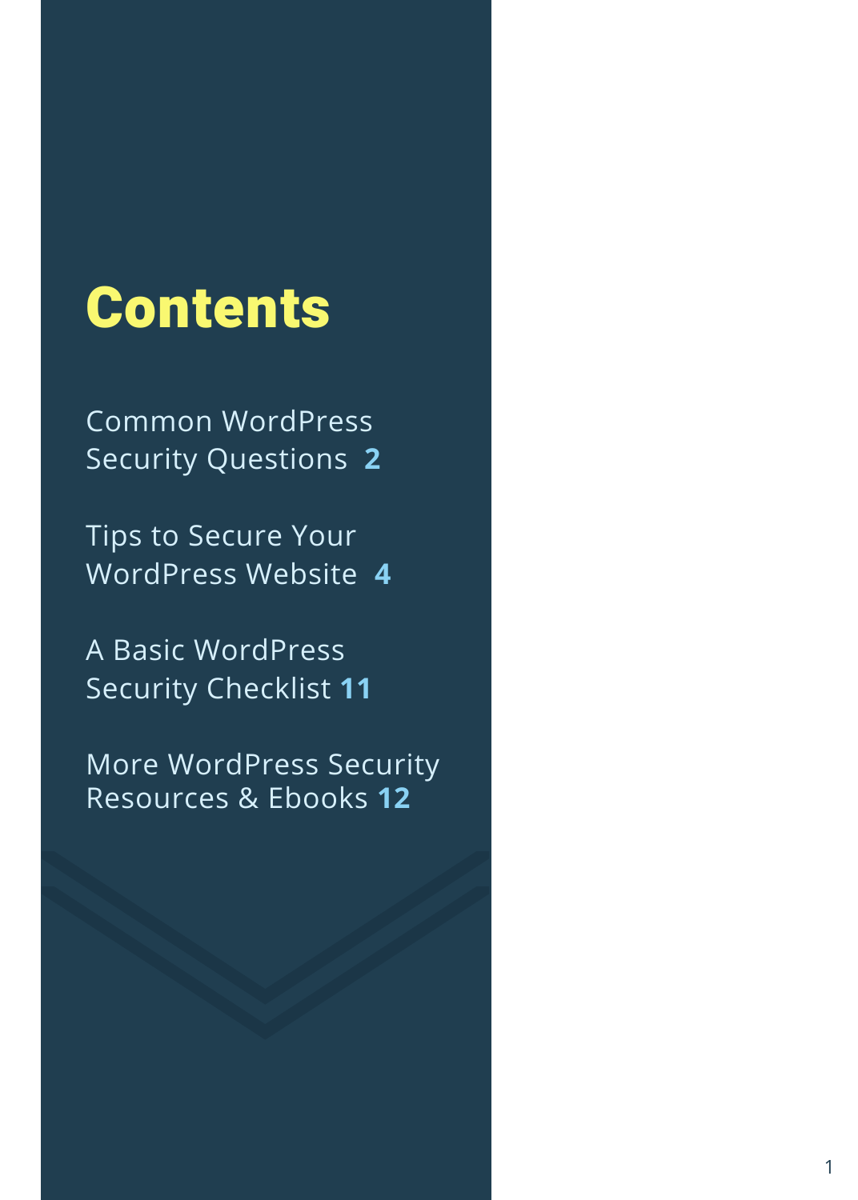# Contents

Common WordPress Security Questions **2**

Tips to Secure Your WordPress Website **4**

A Basic WordPress Security Checklist **11**

More WordPress Security Resources & Ebooks **12**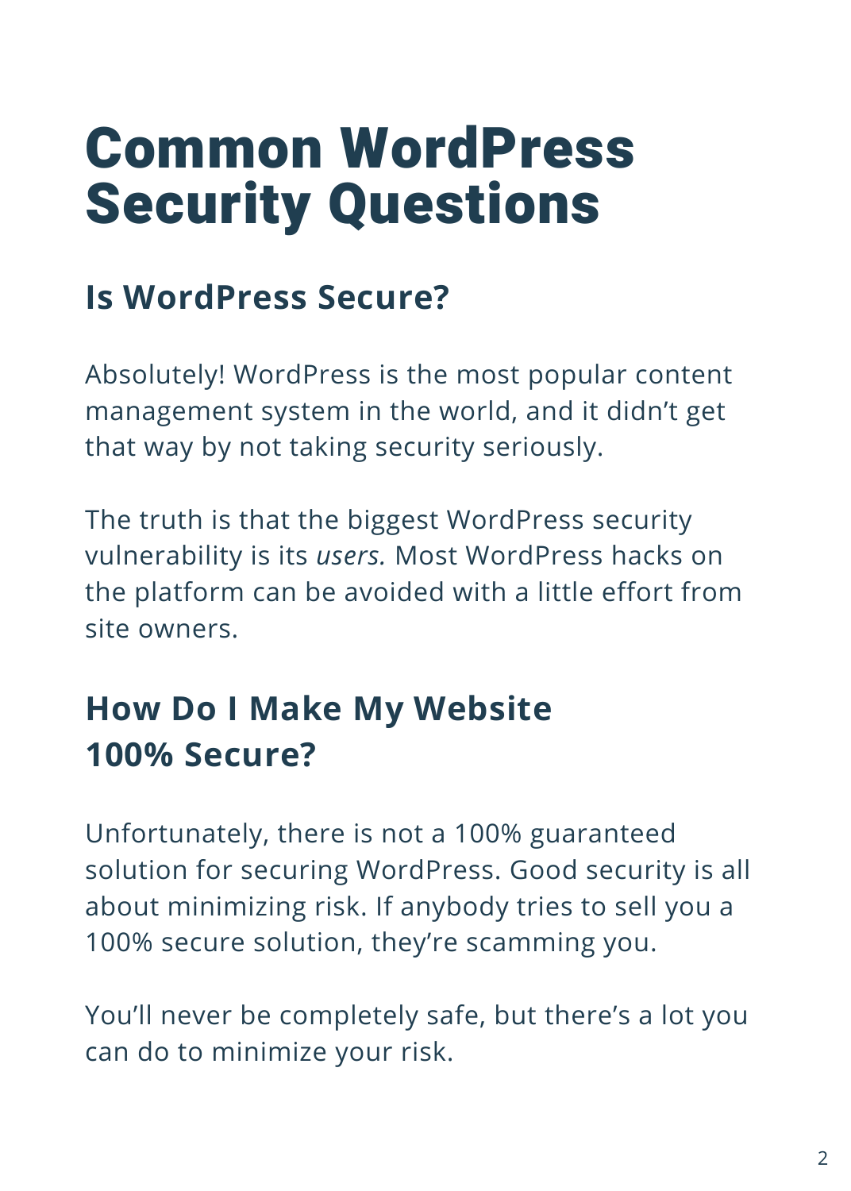# Common WordPress Security Questions

## Is WordPress Secure?

Absolutely! WordPress is the most popular content management system in the world, and it didn't get that way by not taking security seriously.

The truth is that the biggest WordPress security vulnerability is its *users.* Most WordPress hacks on the platform can be avoided with a little effort from site owners.

## How Do I Make My Website 100% Secure?

Unfortunately, there is not a 100% guaranteed solution for securing WordPress. Good security is all about minimizing risk. If anybody tries to sell you a 100% secure solution, they're scamming you.

You'll never be completely safe, but there's a lot you can do to minimize your risk.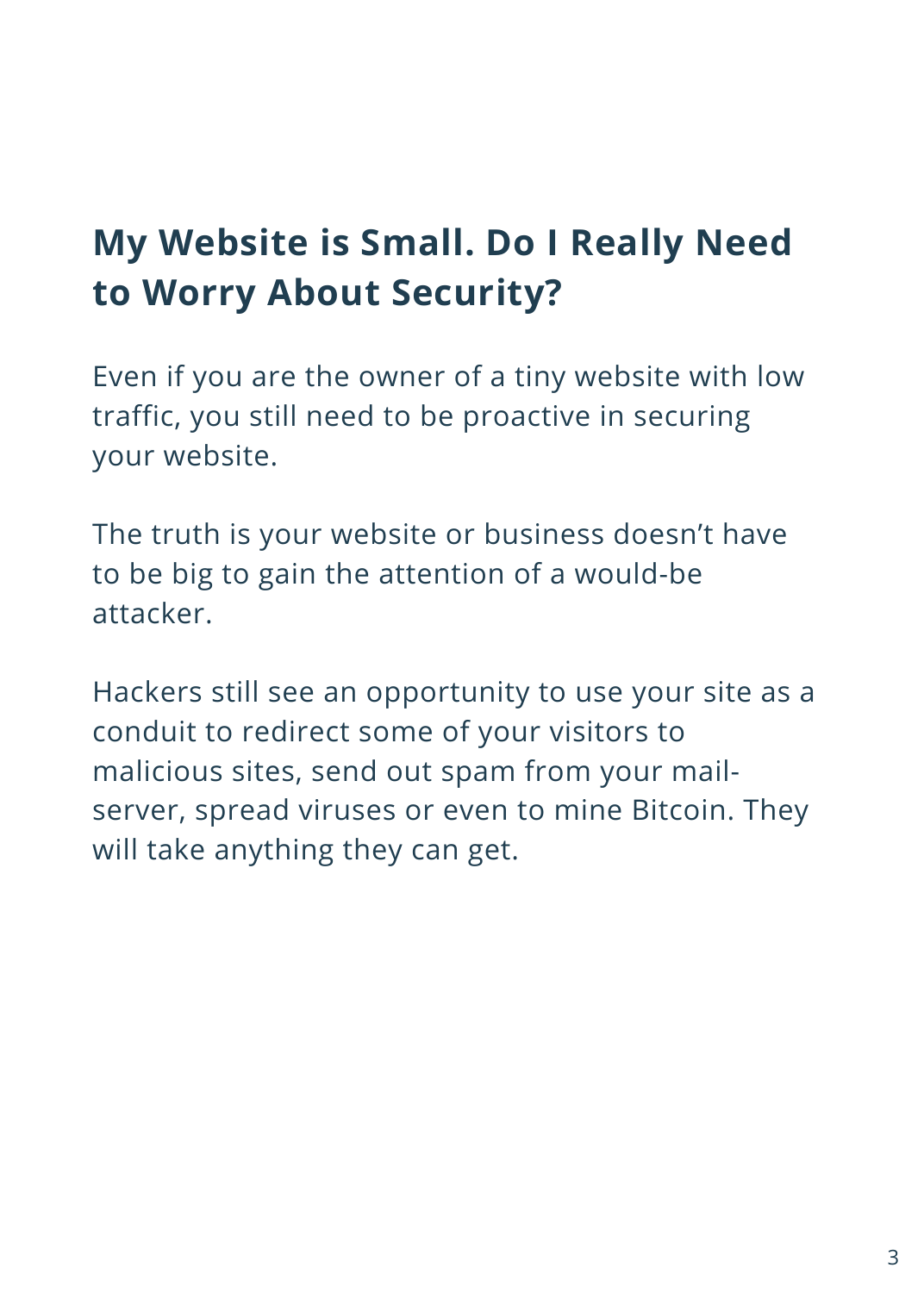## My Website is Small. Do I Really Need to Worry About Security?

Even if you are the owner of a tiny website with low traffic, you still need to be proactive in securing your website.

The truth is your website or business doesn't have to be big to gain the attention of a would-be attacker.

Hackers still see an opportunity to use your site as a conduit to redirect some of your visitors to malicious sites, send out spam from your mail-server, spread viruses or even to mine Bitcoin. They will take anything they can get.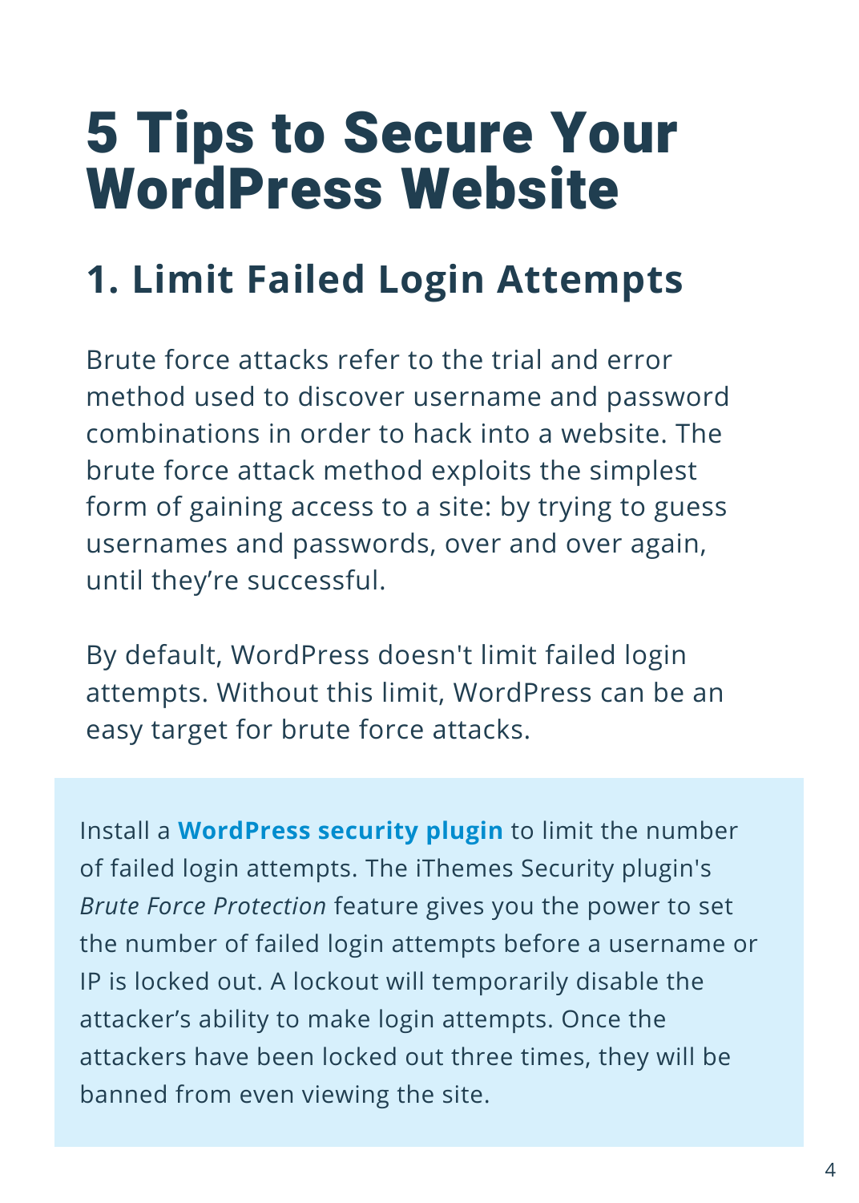# 5 Tips to Secure Your WordPress Website

## 1. Limit Failed Login Attempts

Brute force attacks refer to the trial and error method used to discover username and password combinations in order to hack into a website. The brute force attack method exploits the simplest form of gaining access to a site: by trying to guess usernames and passwords, over and over again, until they're successful.

By default, WordPress doesn't limit failed login attempts. Without this limit, WordPress can be an easy target for brute force attacks.

Install a **WordPress security plugin** to limit the number of failed login attempts. The iThemes Security plugin's *Brute Force Protection* feature gives you the power to set the number of failed login attempts before a username or IP is locked out. A lockout will temporarily disable the attacker's ability to make login attempts. Once the attackers have been locked out three times, they will be banned from even viewing the site.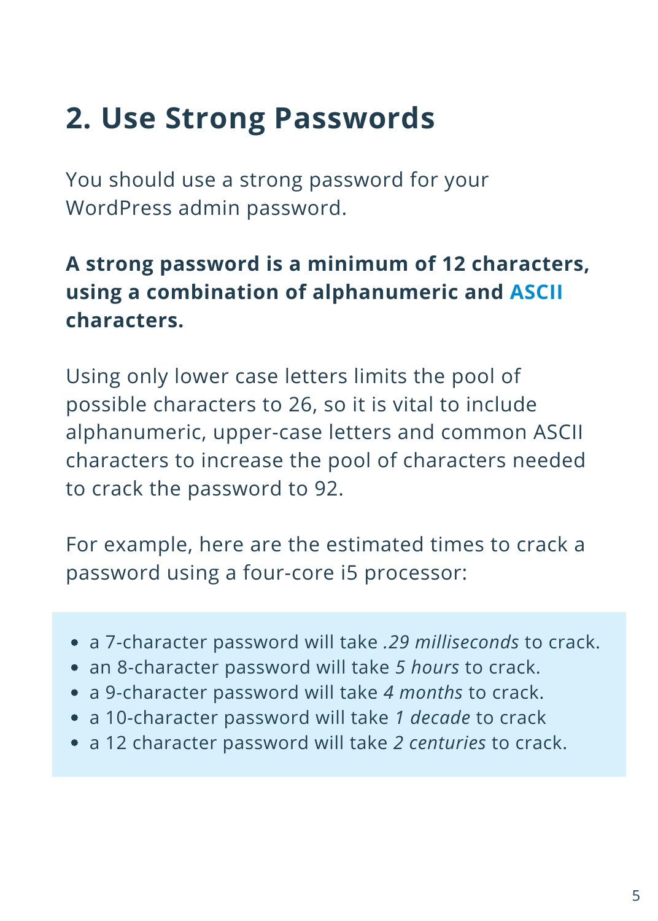## 2. Use Strong Passwords

You should use a strong password for your WordPress admin password.

**A strong password is a minimum of 12 characters, using a combination of alphanumeric and ASCII characters.**

Using only lower case letters limits the pool of possible characters to 26, so it is vital to include alphanumeric, upper-case letters and common ASCII characters to increase the pool of characters needed to crack the password to 92.

For example, here are the estimated times to crack a password using a four-core i5 processor:

- a 7-character password will take *.29 milliseconds* to crack.
- an 8-character password will take *5 hours* to crack.
- a 9-character password will take *4 months* to crack.
- a 10-character password will take *1 decade* to crack
- a 12 character password will take *2 centuries* to crack.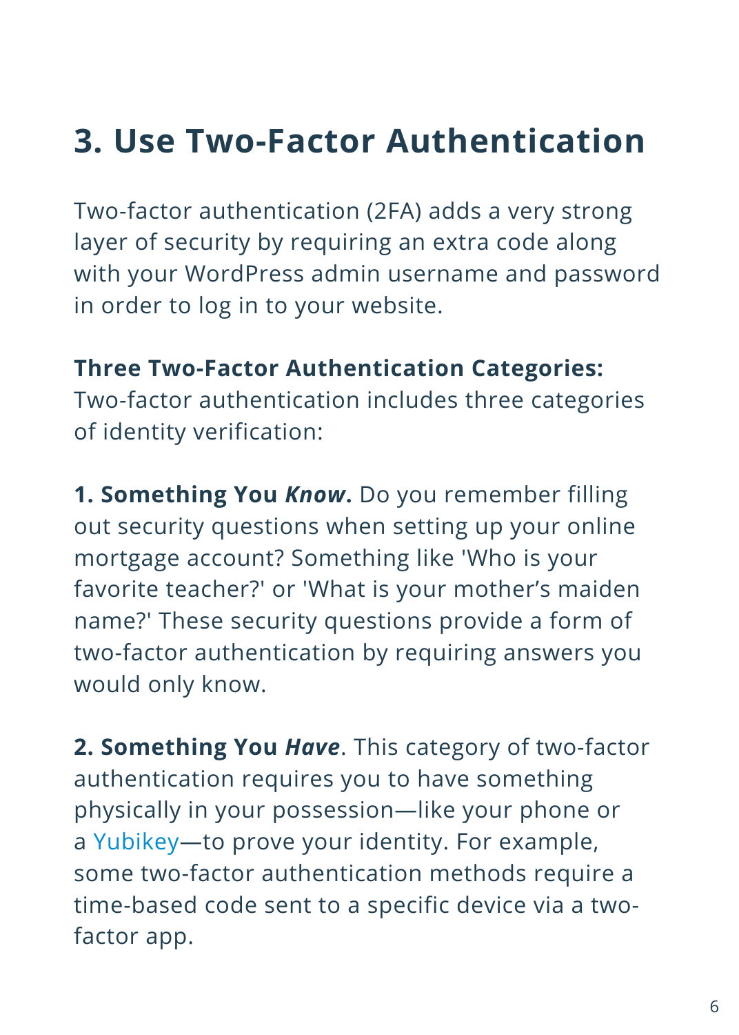# 3. Use Two-Factor Authentication

Two-factor authentication (2FA) adds a very strong layer of security by requiring an extra code along with your WordPress admin username and password in order to log in to your website.

**Three Two-Factor Authentication Categories:**
Two-factor authentication includes three categories of identity verification:

**1. Something You *Know*.** Do you remember filling out security questions when setting up your online mortgage account? Something like 'Who is your favorite teacher?' or 'What is your mother's maiden name?' These security questions provide a form of two-factor authentication by requiring answers you would only know.

**2. Something You *Have***. This category of two-factor authentication requires you to have something physically in your possession—like your phone or a Yubikey—to prove your identity. For example, some two-factor authentication methods require a time-based code sent to a specific device via a two-factor app.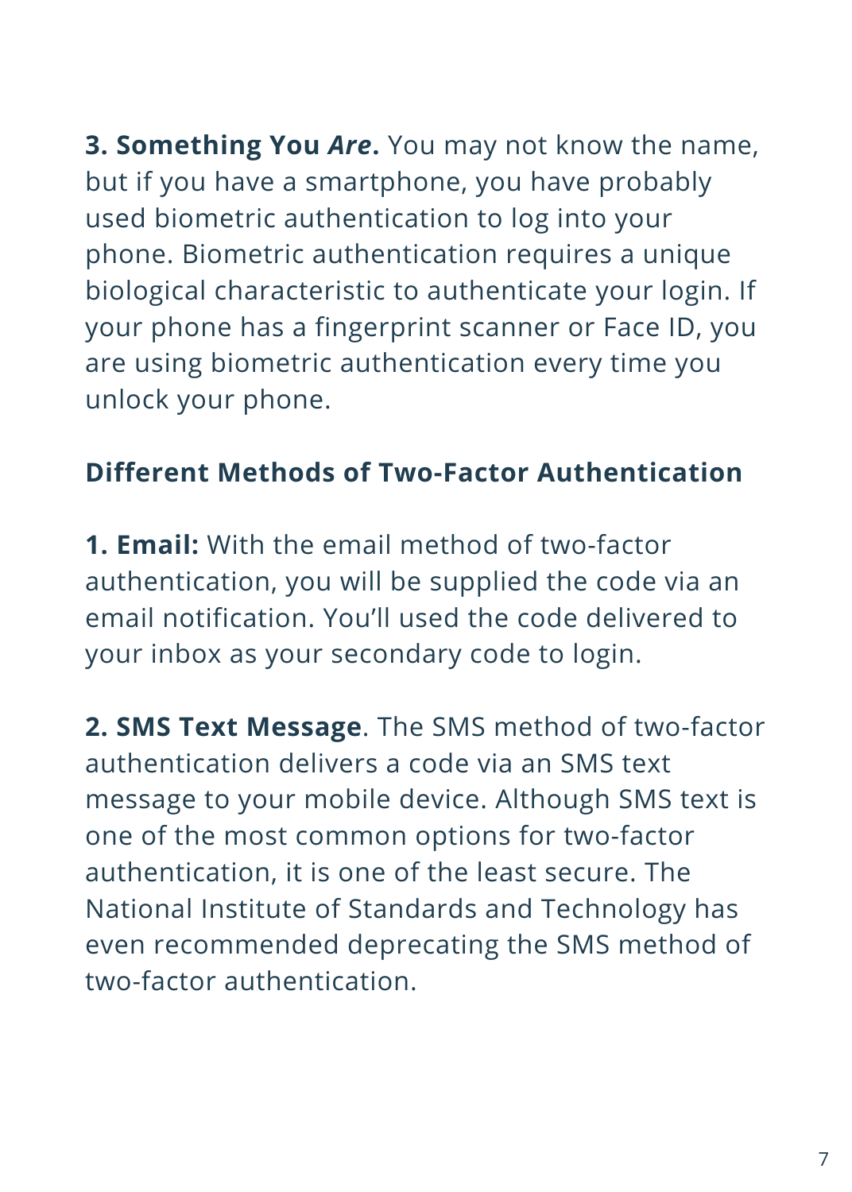**3. Something You *Are*.** You may not know the name, but if you have a smartphone, you have probably used biometric authentication to log into your phone. Biometric authentication requires a unique biological characteristic to authenticate your login. If your phone has a fingerprint scanner or Face ID, you are using biometric authentication every time you unlock your phone.

## Different Methods of Two-Factor Authentication

**1. Email:** With the email method of two-factor authentication, you will be supplied the code via an email notification. You'll used the code delivered to your inbox as your secondary code to login.

**2. SMS Text Message**. The SMS method of two-factor authentication delivers a code via an SMS text message to your mobile device. Although SMS text is one of the most common options for two-factor authentication, it is one of the least secure. The National Institute of Standards and Technology has even recommended deprecating the SMS method of two-factor authentication.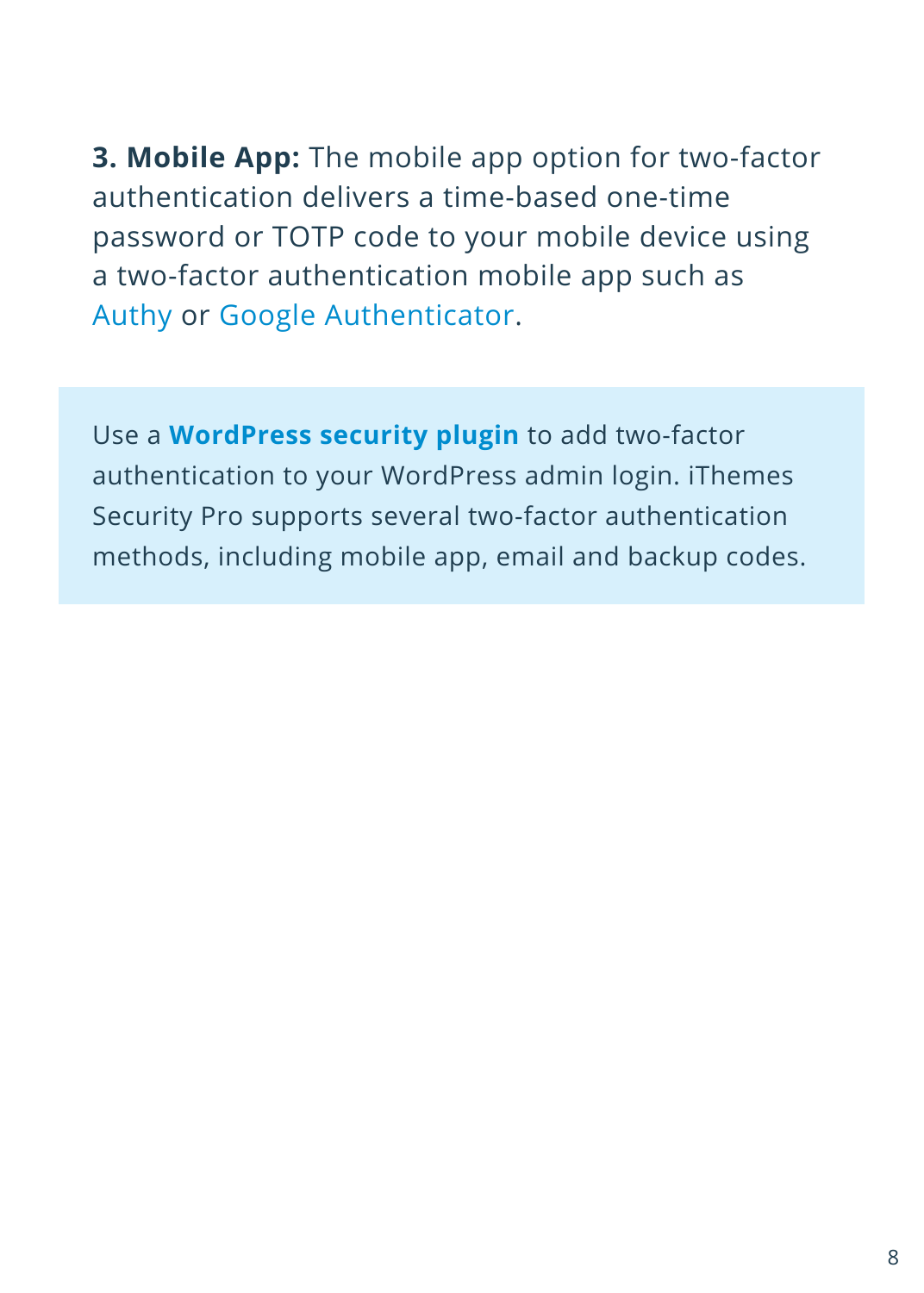**3. Mobile App:** The mobile app option for two-factor authentication delivers a time-based one-time password or TOTP code to your mobile device using a two-factor authentication mobile app such as Authy or Google Authenticator.

> Use a **WordPress security plugin** to add two-factor authentication to your WordPress admin login. iThemes Security Pro supports several two-factor authentication methods, including mobile app, email and backup codes.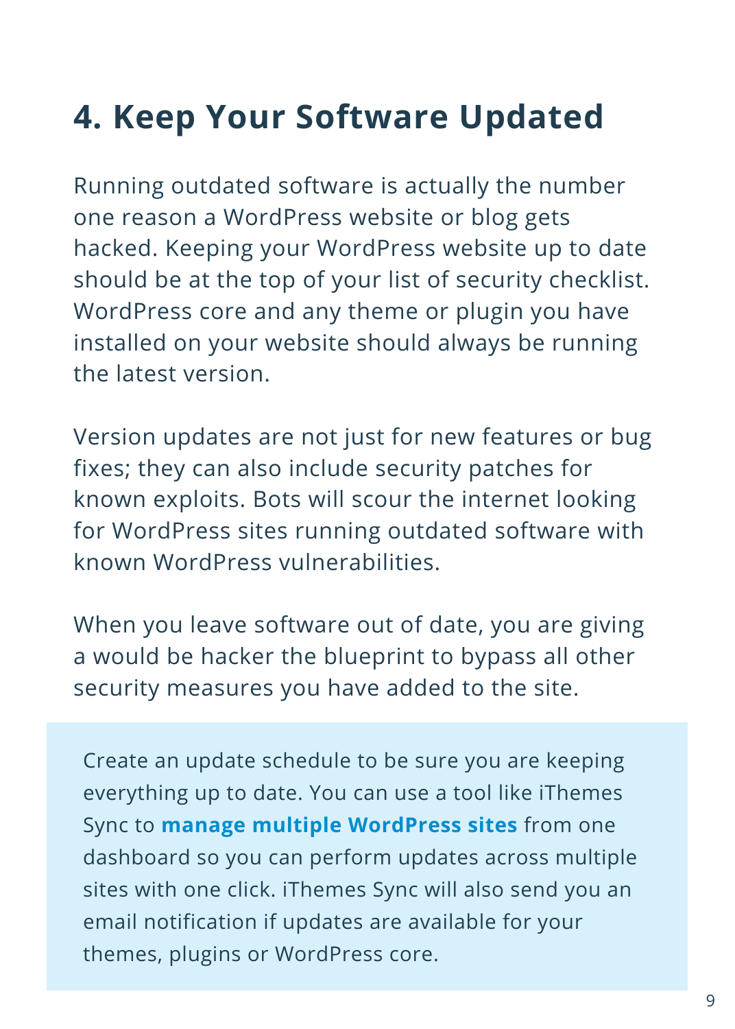# 4. Keep Your Software Updated

Running outdated software is actually the number one reason a WordPress website or blog gets hacked. Keeping your WordPress website up to date should be at the top of your list of security checklist. WordPress core and any theme or plugin you have installed on your website should always be running the latest version.

Version updates are not just for new features or bug fixes; they can also include security patches for known exploits. Bots will scour the internet looking for WordPress sites running outdated software with known WordPress vulnerabilities.

When you leave software out of date, you are giving a would be hacker the blueprint to bypass all other security measures you have added to the site.

> Create an update schedule to be sure you are keeping everything up to date. You can use a tool like iThemes Sync to **manage multiple WordPress sites** from one dashboard so you can perform updates across multiple sites with one click. iThemes Sync will also send you an email notification if updates are available for your themes, plugins or WordPress core.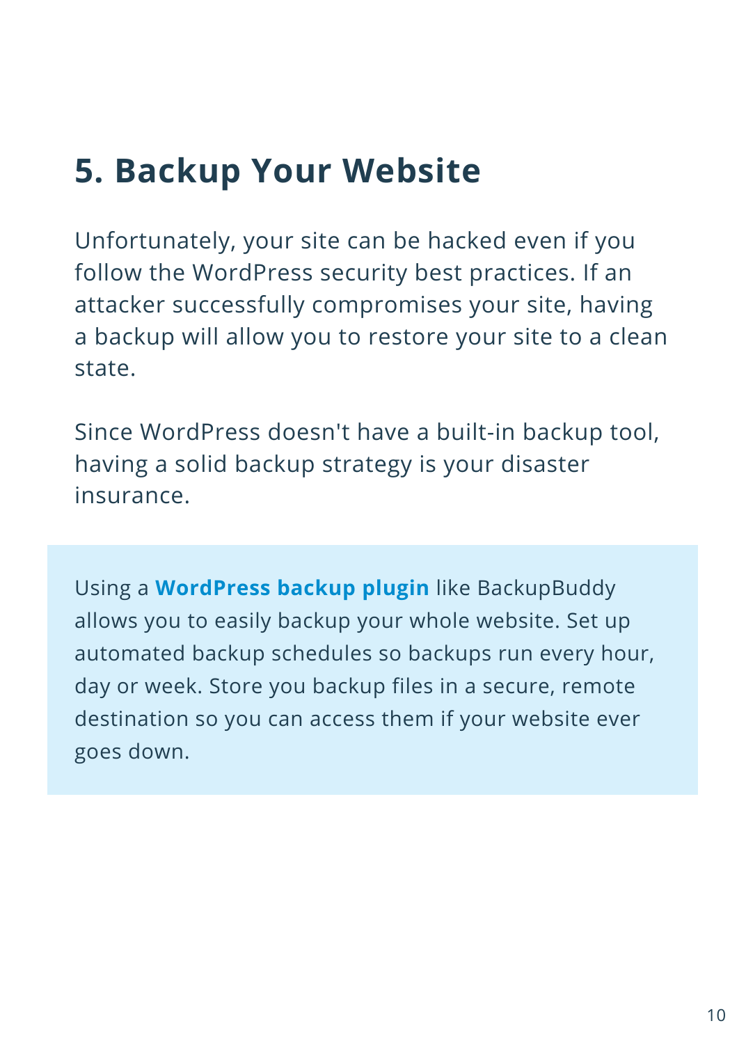## 5. Backup Your Website

Unfortunately, your site can be hacked even if you follow the WordPress security best practices. If an attacker successfully compromises your site, having a backup will allow you to restore your site to a clean state.

Since WordPress doesn't have a built-in backup tool, having a solid backup strategy is your disaster insurance.

Using a **WordPress backup plugin** like BackupBuddy allows you to easily backup your whole website. Set up automated backup schedules so backups run every hour, day or week. Store you backup files in a secure, remote destination so you can access them if your website ever goes down.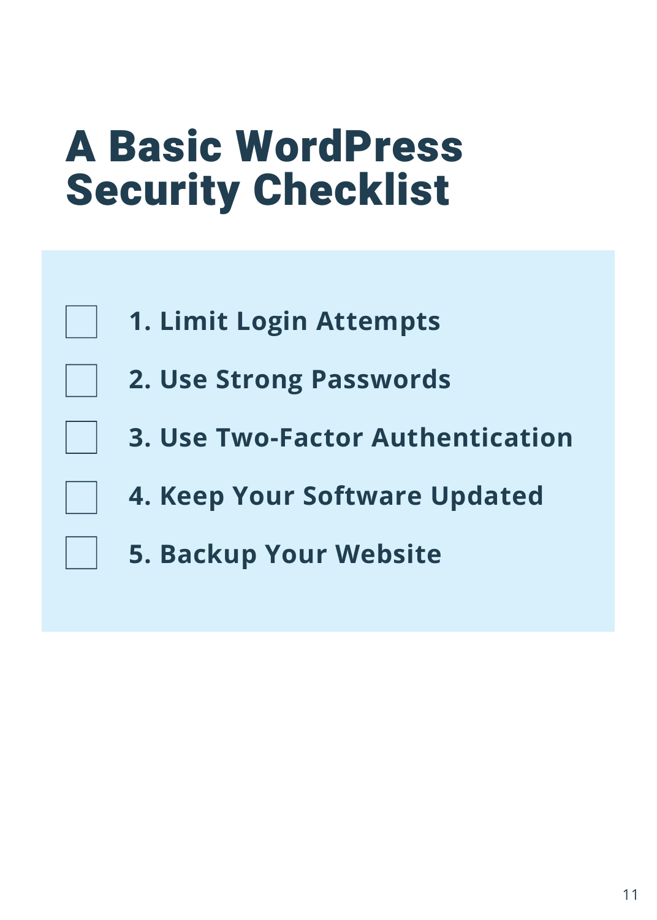# A Basic WordPress Security Checklist

- [ ] **1. Limit Login Attempts**
- [ ] **2. Use Strong Passwords**
- [ ] **3. Use Two-Factor Authentication**
- [ ] **4. Keep Your Software Updated**
- [ ] **5. Backup Your Website**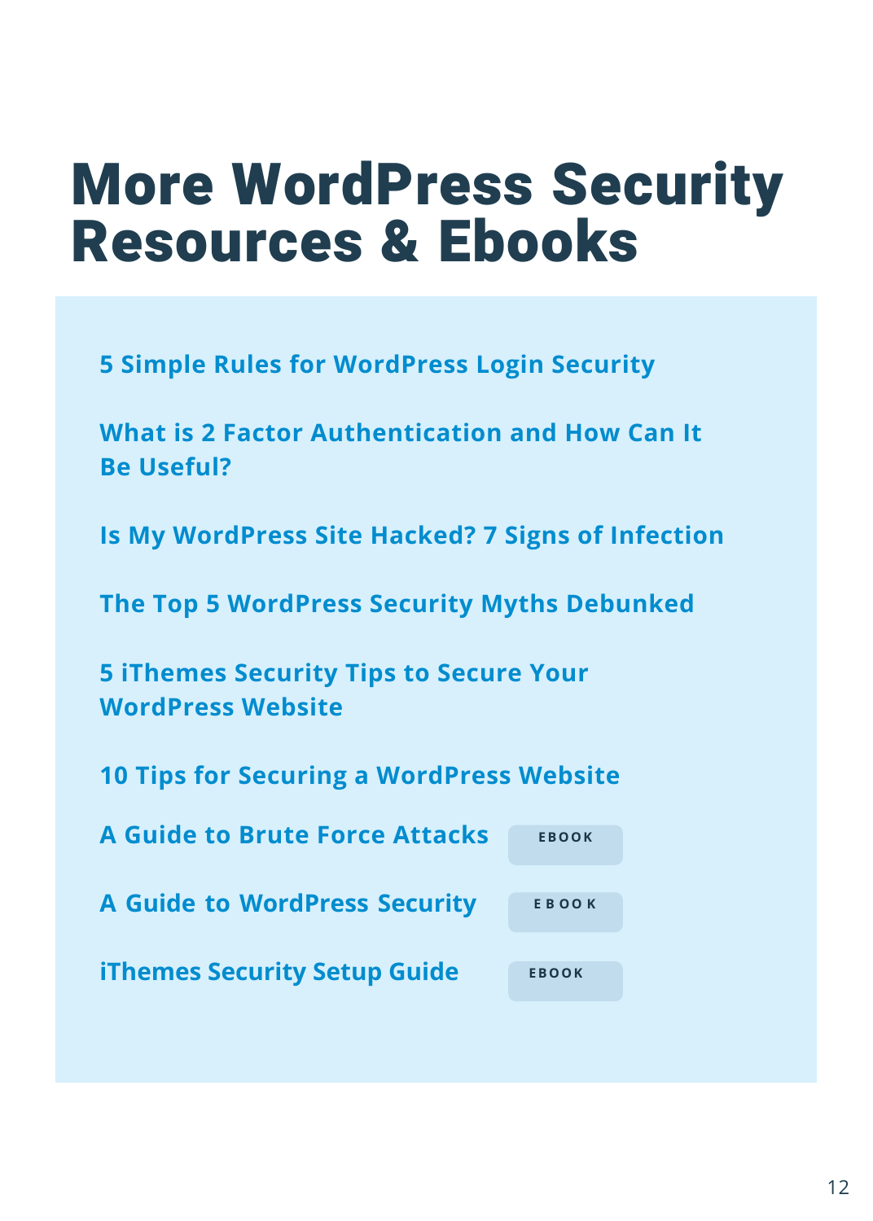# More WordPress Security Resources & Ebooks

- 5 Simple Rules for WordPress Login Security
- What is 2 Factor Authentication and How Can It Be Useful?
- Is My WordPress Site Hacked? 7 Signs of Infection
- The Top 5 WordPress Security Myths Debunked
- 5 iThemes Security Tips to Secure Your WordPress Website
- 10 Tips for Securing a WordPress Website
- A Guide to Brute Force Attacks — EBOOK
- A Guide to WordPress Security — EBOOK
- iThemes Security Setup Guide — EBOOK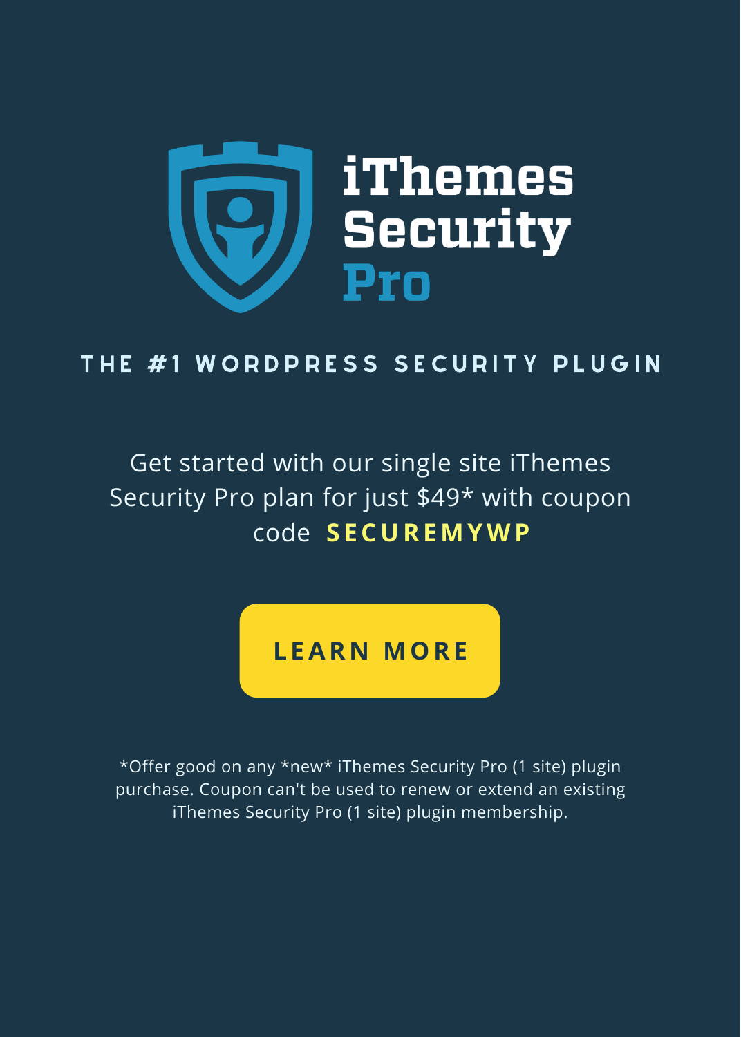# iThemes Security Pro

## THE #1 WORDPRESS SECURITY PLUGIN

Get started with our single site iThemes Security Pro plan for just $49* with coupon code **SECUREMYWP**

**LEARN MORE**

*Offer good on any *new* iThemes Security Pro (1 site) plugin purchase. Coupon can't be used to renew or extend an existing iThemes Security Pro (1 site) plugin membership.